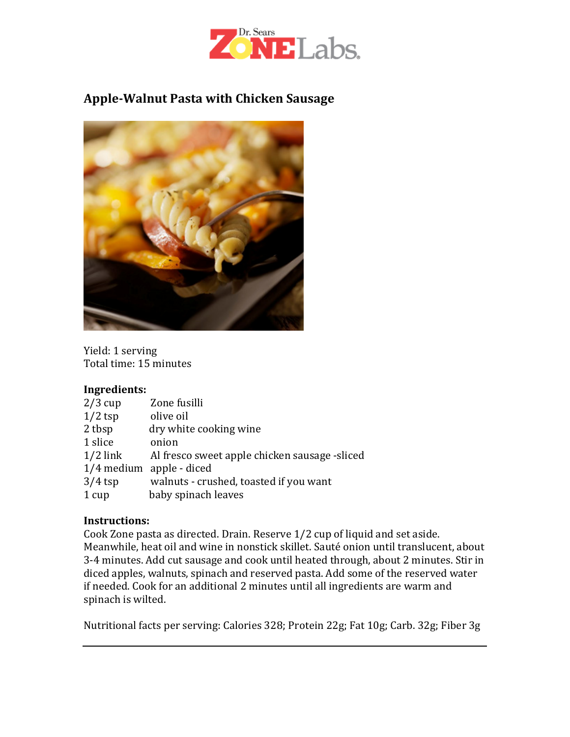# Apple-Walnut Pasta with Chicken Sausage

Yield: 1 serving
Total time: 15 minutes

**Ingredients:**

| | |
|---|---|
| 2/3 cup | Zone fusilli |
| 1/2 tsp | olive oil |
| 2 tbsp | dry white cooking wine |
| 1 slice | onion |
| 1/2 link | Al fresco sweet apple chicken sausage -sliced |
| 1/4 medium | apple - diced |
| 3/4 tsp | walnuts - crushed, toasted if you want |
| 1 cup | baby spinach leaves |

**Instructions:**
Cook Zone pasta as directed. Drain. Reserve 1/2 cup of liquid and set aside. Meanwhile, heat oil and wine in nonstick skillet. Sauté onion until translucent, about 3-4 minutes. Add cut sausage and cook until heated through, about 2 minutes. Stir in diced apples, walnuts, spinach and reserved pasta. Add some of the reserved water if needed. Cook for an additional 2 minutes until all ingredients are warm and spinach is wilted.

Nutritional facts per serving: Calories 328; Protein 22g; Fat 10g; Carb. 32g; Fiber 3g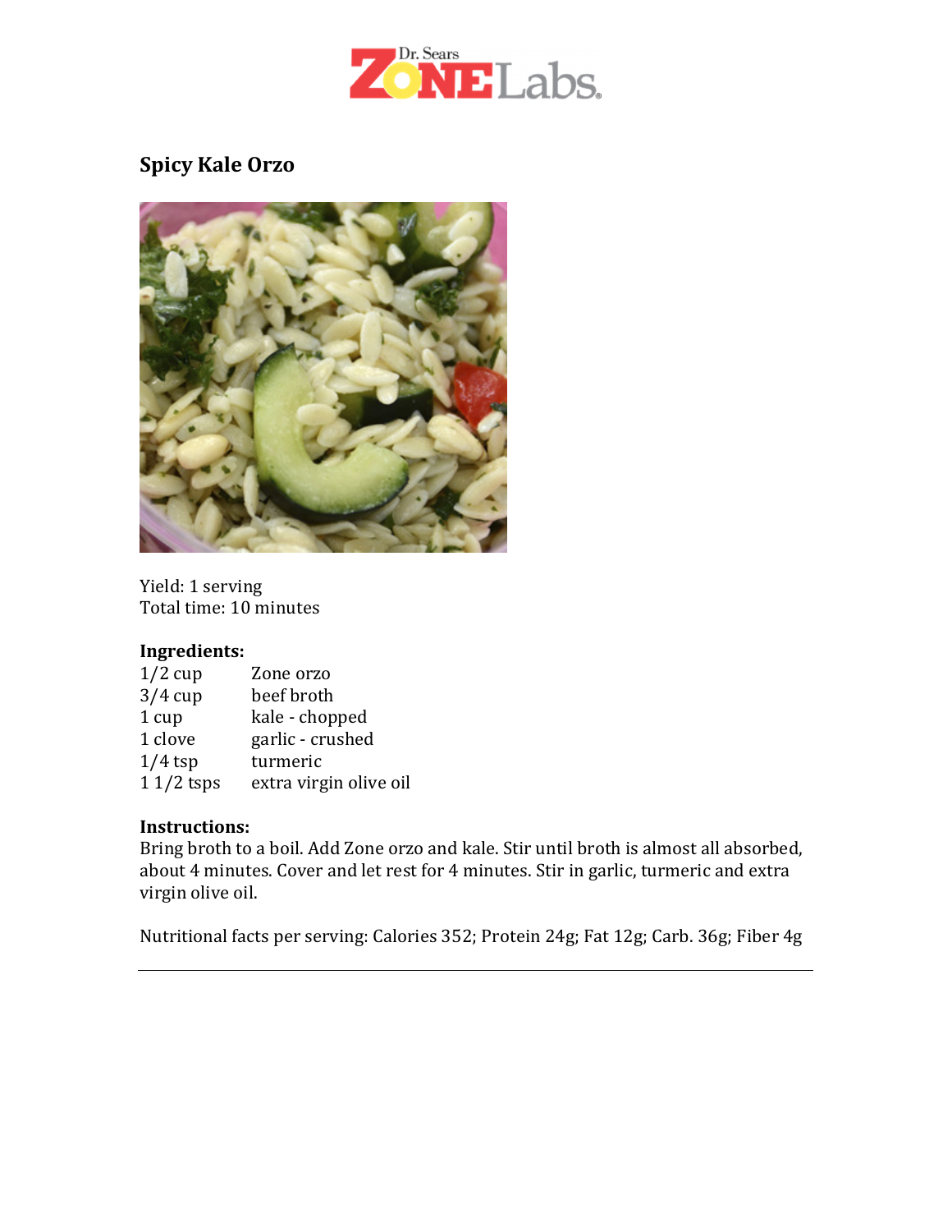## Spicy Kale Orzo

Yield: 1 serving
Total time: 10 minutes

**Ingredients:**

| | |
|---|---|
| 1/2 cup | Zone orzo |
| 3/4 cup | beef broth |
| 1 cup | kale - chopped |
| 1 clove | garlic - crushed |
| 1/4 tsp | turmeric |
| 1 1/2 tsps | extra virgin olive oil |

**Instructions:**
Bring broth to a boil. Add Zone orzo and kale. Stir until broth is almost all absorbed, about 4 minutes. Cover and let rest for 4 minutes. Stir in garlic, turmeric and extra virgin olive oil.

Nutritional facts per serving: Calories 352; Protein 24g; Fat 12g; Carb. 36g; Fiber 4g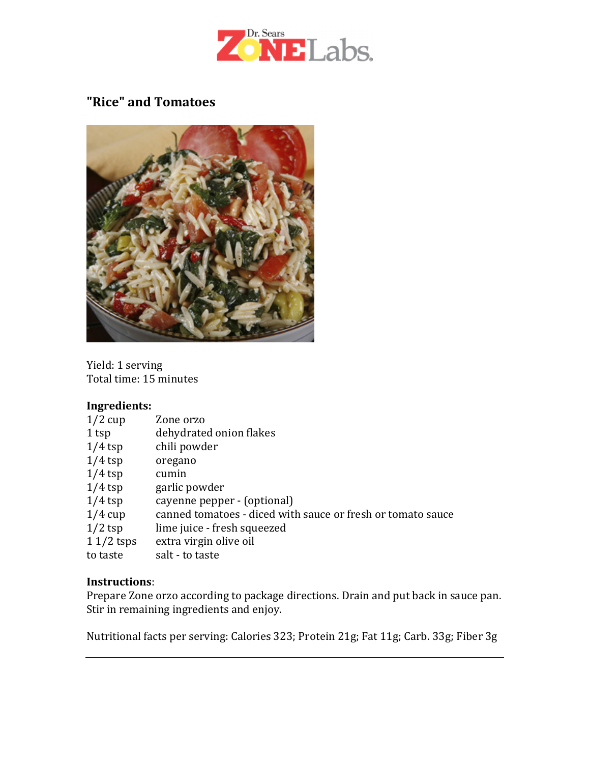## "Rice" and Tomatoes

Yield: 1 serving
Total time: 15 minutes

**Ingredients:**

| | |
|---|---|
| 1/2 cup | Zone orzo |
| 1 tsp | dehydrated onion flakes |
| 1/4 tsp | chili powder |
| 1/4 tsp | oregano |
| 1/4 tsp | cumin |
| 1/4 tsp | garlic powder |
| 1/4 tsp | cayenne pepper - (optional) |
| 1/4 cup | canned tomatoes - diced with sauce or fresh or tomato sauce |
| 1/2 tsp | lime juice - fresh squeezed |
| 1 1/2 tsps | extra virgin olive oil |
| to taste | salt - to taste |

**Instructions**:
Prepare Zone orzo according to package directions. Drain and put back in sauce pan. Stir in remaining ingredients and enjoy.

Nutritional facts per serving: Calories 323; Protein 21g; Fat 11g; Carb. 33g; Fiber 3g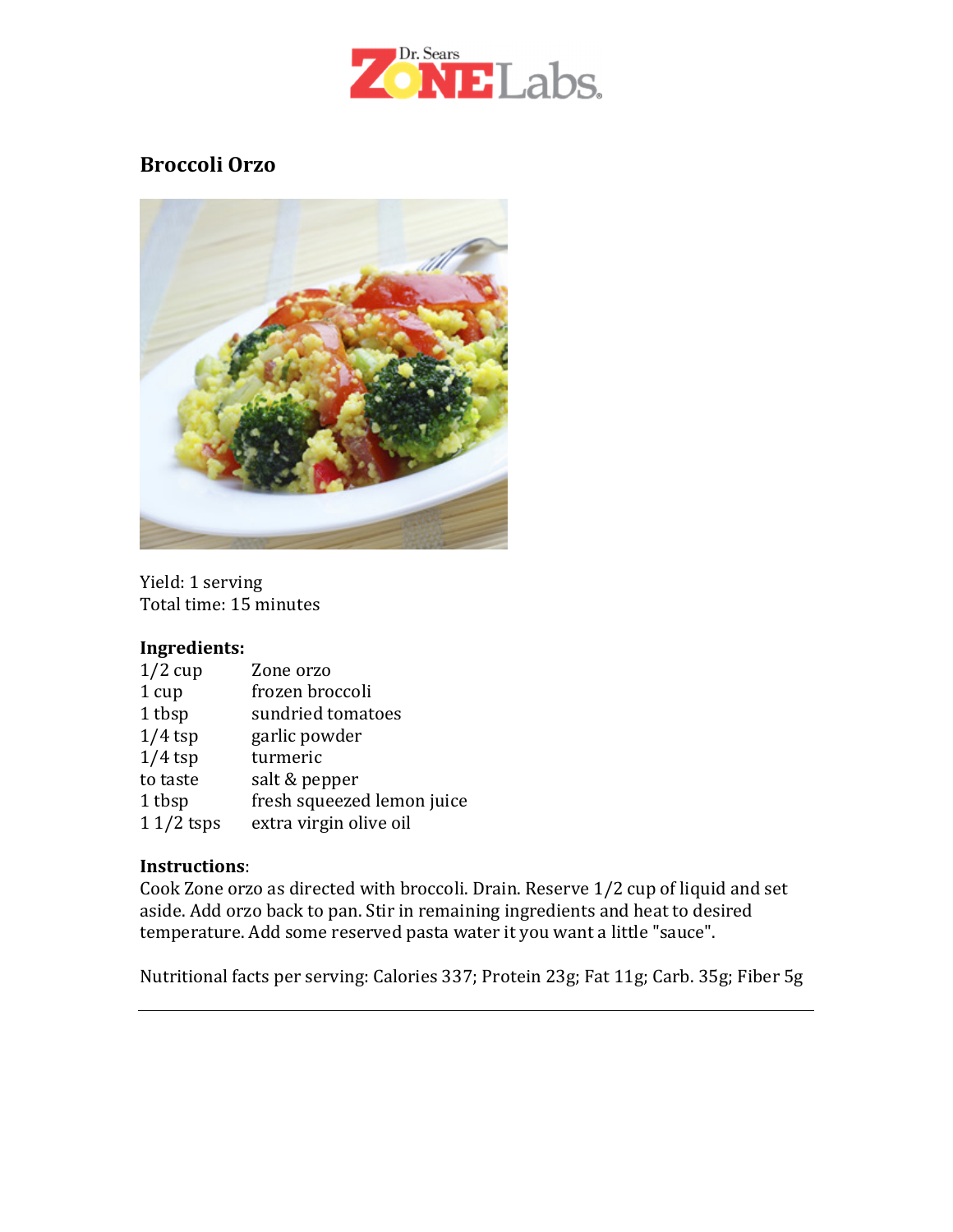# Broccoli Orzo

Yield: 1 serving
Total time: 15 minutes

**Ingredients:**

| | |
|---|---|
| 1/2 cup | Zone orzo |
| 1 cup | frozen broccoli |
| 1 tbsp | sundried tomatoes |
| 1/4 tsp | garlic powder |
| 1/4 tsp | turmeric |
| to taste | salt & pepper |
| 1 tbsp | fresh squeezed lemon juice |
| 1 1/2 tsps | extra virgin olive oil |

**Instructions**:
Cook Zone orzo as directed with broccoli. Drain. Reserve 1/2 cup of liquid and set aside. Add orzo back to pan. Stir in remaining ingredients and heat to desired temperature. Add some reserved pasta water it you want a little "sauce".

Nutritional facts per serving: Calories 337; Protein 23g; Fat 11g; Carb. 35g; Fiber 5g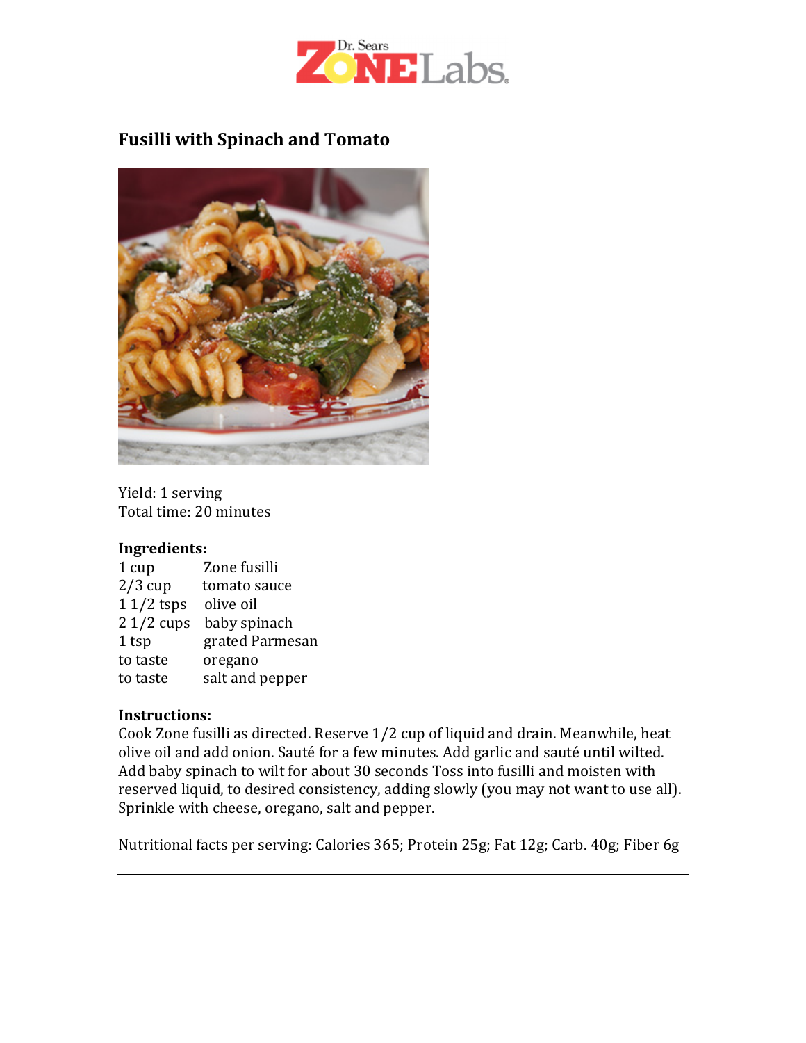# Fusilli with Spinach and Tomato

Yield: 1 serving
Total time: 20 minutes

**Ingredients:**

| | |
|---|---|
| 1 cup | Zone fusilli |
| 2/3 cup | tomato sauce |
| 1 1/2 tsps | olive oil |
| 2 1/2 cups | baby spinach |
| 1 tsp | grated Parmesan |
| to taste | oregano |
| to taste | salt and pepper |

**Instructions:**
Cook Zone fusilli as directed. Reserve 1/2 cup of liquid and drain. Meanwhile, heat olive oil and add onion. Sauté for a few minutes. Add garlic and sauté until wilted. Add baby spinach to wilt for about 30 seconds Toss into fusilli and moisten with reserved liquid, to desired consistency, adding slowly (you may not want to use all). Sprinkle with cheese, oregano, salt and pepper.

Nutritional facts per serving: Calories 365; Protein 25g; Fat 12g; Carb. 40g; Fiber 6g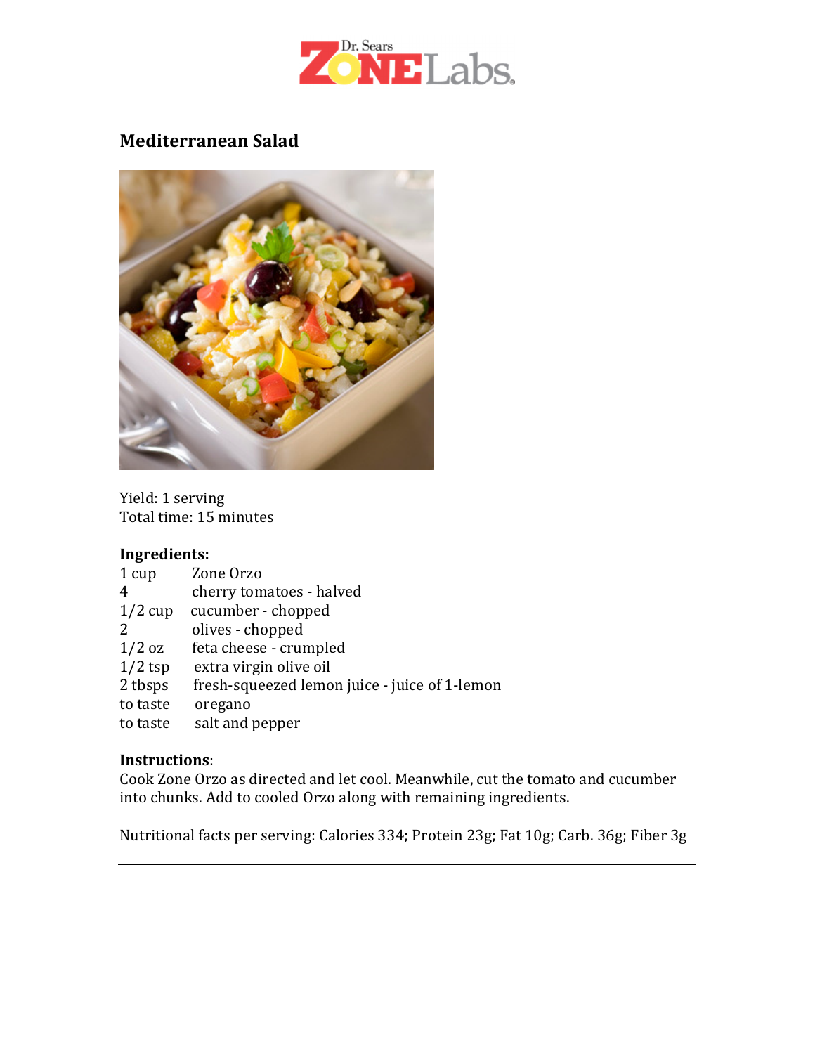Dr. Sears ZONE Labs.

## Mediterranean Salad

Yield: 1 serving
Total time: 15 minutes

**Ingredients:**

| | |
|---|---|
| 1 cup | Zone Orzo |
| 4 | cherry tomatoes - halved |
| 1/2 cup | cucumber - chopped |
| 2 | olives - chopped |
| 1/2 oz | feta cheese - crumpled |
| 1/2 tsp | extra virgin olive oil |
| 2 tbsps | fresh-squeezed lemon juice - juice of 1-lemon |
| to taste | oregano |
| to taste | salt and pepper |

**Instructions**:
Cook Zone Orzo as directed and let cool. Meanwhile, cut the tomato and cucumber into chunks. Add to cooled Orzo along with remaining ingredients.

Nutritional facts per serving: Calories 334; Protein 23g; Fat 10g; Carb. 36g; Fiber 3g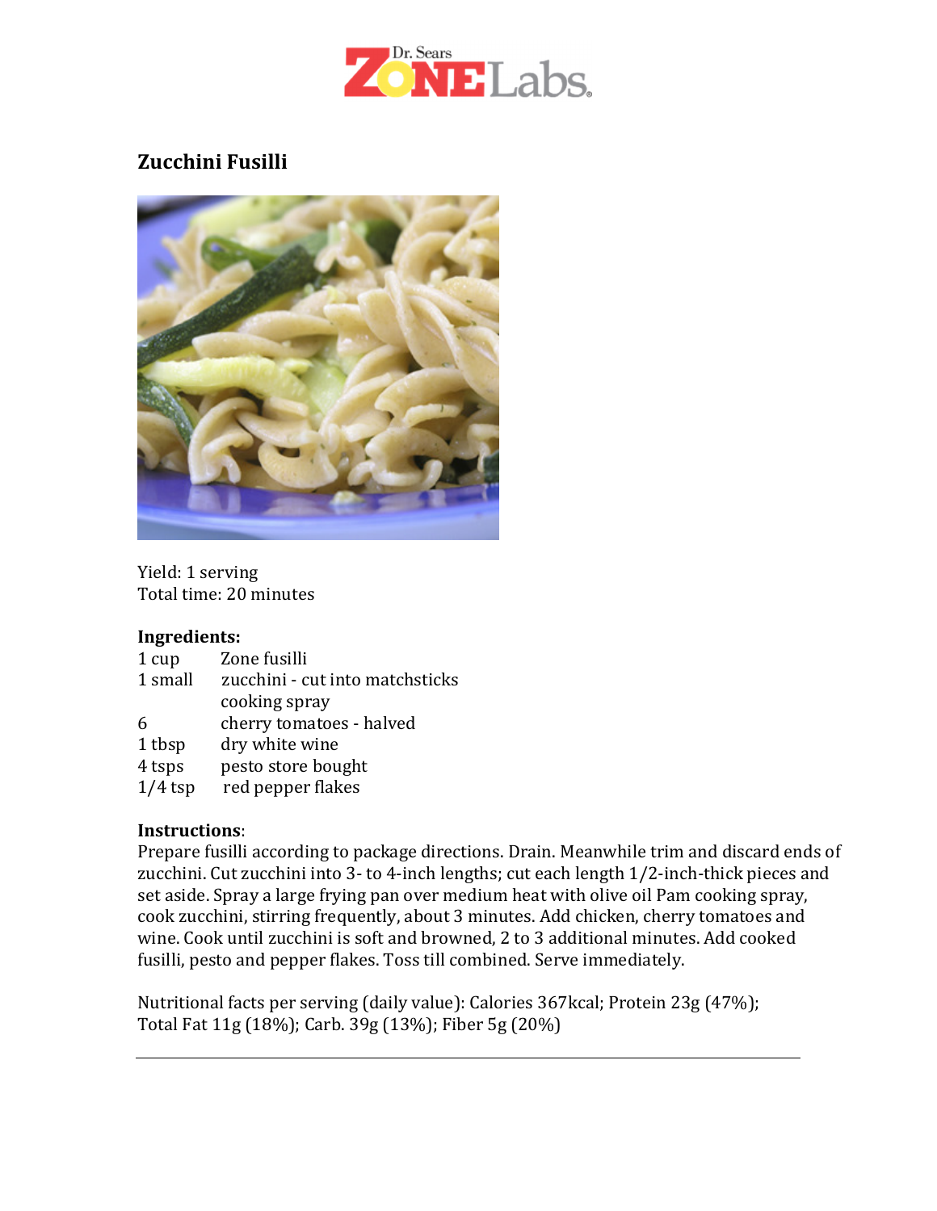## Zucchini Fusilli

Yield: 1 serving
Total time: 20 minutes

**Ingredients:**

| | |
|---|---|
| 1 cup | Zone fusilli |
| 1 small | zucchini - cut into matchsticks |
| | cooking spray |
| 6 | cherry tomatoes - halved |
| 1 tbsp | dry white wine |
| 4 tsps | pesto store bought |
| 1/4 tsp | red pepper flakes |

**Instructions**:
Prepare fusilli according to package directions. Drain. Meanwhile trim and discard ends of zucchini. Cut zucchini into 3- to 4-inch lengths; cut each length 1/2-inch-thick pieces and set aside. Spray a large frying pan over medium heat with olive oil Pam cooking spray, cook zucchini, stirring frequently, about 3 minutes. Add chicken, cherry tomatoes and wine. Cook until zucchini is soft and browned, 2 to 3 additional minutes. Add cooked fusilli, pesto and pepper flakes. Toss till combined. Serve immediately.

Nutritional facts per serving (daily value): Calories 367kcal; Protein 23g (47%); Total Fat 11g (18%); Carb. 39g (13%); Fiber 5g (20%)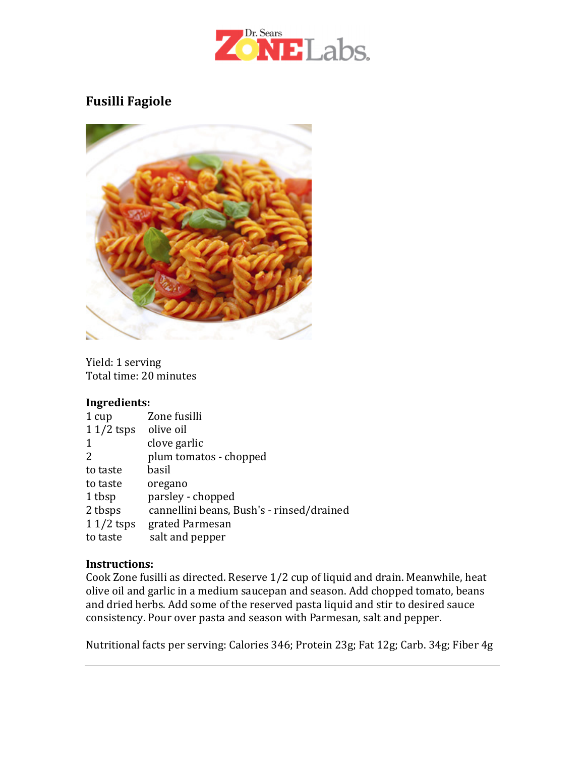# Fusilli Fagiole

Yield: 1 serving
Total time: 20 minutes

**Ingredients:**

| | |
|---|---|
| 1 cup | Zone fusilli |
| 1 1/2 tsps | olive oil |
| 1 | clove garlic |
| 2 | plum tomatos - chopped |
| to taste | basil |
| to taste | oregano |
| 1 tbsp | parsley - chopped |
| 2 tbsps | cannellini beans, Bush's - rinsed/drained |
| 1 1/2 tsps | grated Parmesan |
| to taste | salt and pepper |

**Instructions:**

Cook Zone fusilli as directed. Reserve 1/2 cup of liquid and drain. Meanwhile, heat olive oil and garlic in a medium saucepan and season. Add chopped tomato, beans and dried herbs. Add some of the reserved pasta liquid and stir to desired sauce consistency. Pour over pasta and season with Parmesan, salt and pepper.

Nutritional facts per serving: Calories 346; Protein 23g; Fat 12g; Carb. 34g; Fiber 4g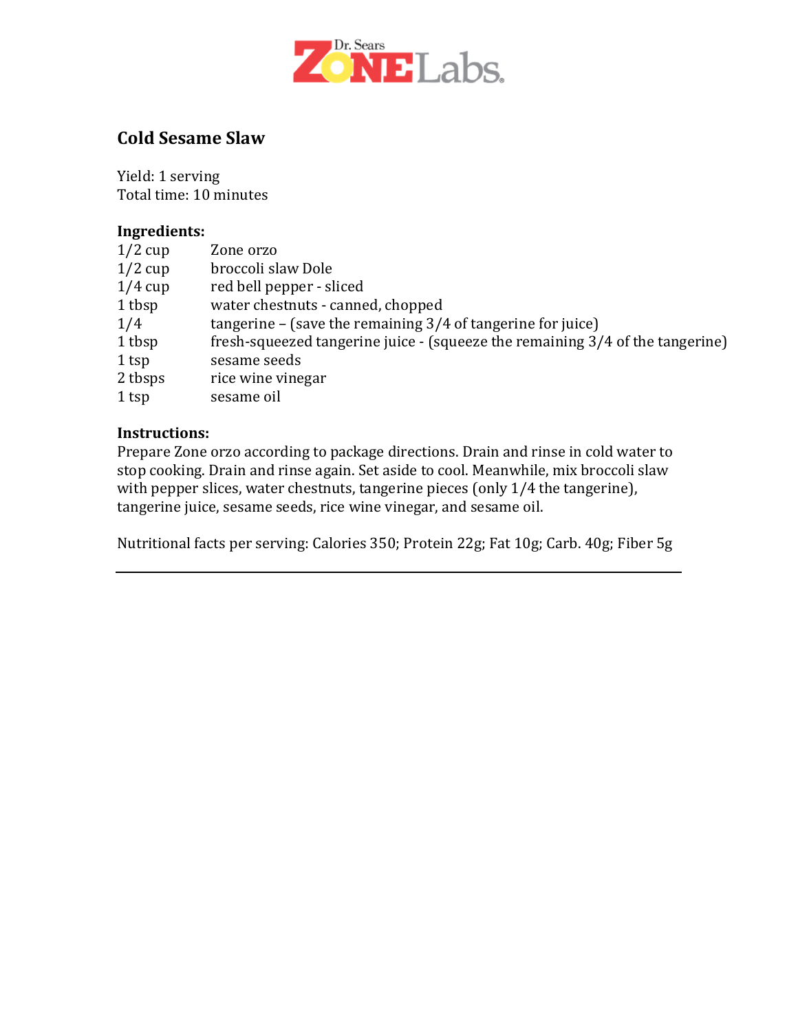## Cold Sesame Slaw

Yield: 1 serving
Total time: 10 minutes

**Ingredients:**

| | |
|---|---|
| 1/2 cup | Zone orzo |
| 1/2 cup | broccoli slaw Dole |
| 1/4 cup | red bell pepper - sliced |
| 1 tbsp | water chestnuts - canned, chopped |
| 1/4 | tangerine – (save the remaining 3/4 of tangerine for juice) |
| 1 tbsp | fresh-squeezed tangerine juice - (squeeze the remaining 3/4 of the tangerine) |
| 1 tsp | sesame seeds |
| 2 tbsps | rice wine vinegar |
| 1 tsp | sesame oil |

**Instructions:**

Prepare Zone orzo according to package directions. Drain and rinse in cold water to stop cooking. Drain and rinse again. Set aside to cool. Meanwhile, mix broccoli slaw with pepper slices, water chestnuts, tangerine pieces (only 1/4 the tangerine), tangerine juice, sesame seeds, rice wine vinegar, and sesame oil.

Nutritional facts per serving: Calories 350; Protein 22g; Fat 10g; Carb. 40g; Fiber 5g